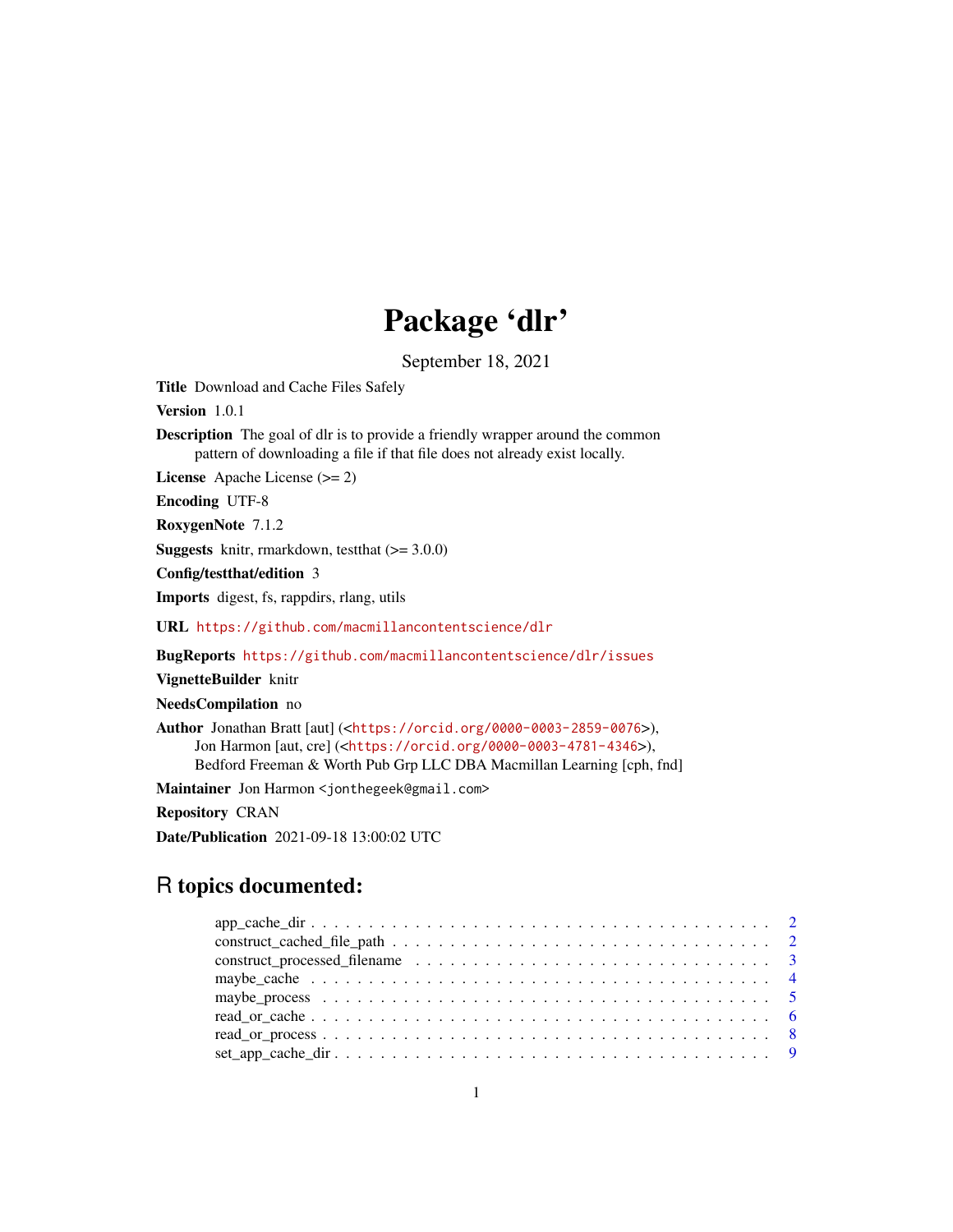# Package 'dlr'

September 18, 2021

**Title** Download and Cache Files Safely

**Version** 1.0.1

**Description** The goal of dlr is to provide a friendly wrapper around the common pattern of downloading a file if that file does not already exist locally.

**License** Apache License (>= 2)

**Encoding** UTF-8

**RoxygenNote** 7.1.2

**Suggests** knitr, rmarkdown, testthat (>= 3.0.0)

**Config/testthat/edition** 3

**Imports** digest, fs, rappdirs, rlang, utils

**URL** https://github.com/macmillancontentscience/dlr

**BugReports** https://github.com/macmillancontentscience/dlr/issues

**VignetteBuilder** knitr

**NeedsCompilation** no

**Author** Jonathan Bratt [aut] (<https://orcid.org/0000-0003-2859-0076>), Jon Harmon [aut, cre] (<https://orcid.org/0000-0003-4781-4346>), Bedford Freeman & Worth Pub Grp LLC DBA Macmillan Learning [cph, fnd]

**Maintainer** Jon Harmon <jonthegeek@gmail.com>

**Repository** CRAN

**Date/Publication** 2021-09-18 13:00:02 UTC

## R topics documented:

app_cache_dir . . . . . . . . . . . . . . . . . . . . . . . . . . . . . . . . . . . . . . . 2
construct_cached_file_path . . . . . . . . . . . . . . . . . . . . . . . . . . . . . . . . . 2
construct_processed_filename . . . . . . . . . . . . . . . . . . . . . . . . . . . . . . . 3
maybe_cache . . . . . . . . . . . . . . . . . . . . . . . . . . . . . . . . . . . . . . . . 4
maybe_process . . . . . . . . . . . . . . . . . . . . . . . . . . . . . . . . . . . . . . . 5
read_or_cache . . . . . . . . . . . . . . . . . . . . . . . . . . . . . . . . . . . . . . . . 6
read_or_process . . . . . . . . . . . . . . . . . . . . . . . . . . . . . . . . . . . . . . . 8
set_app_cache_dir . . . . . . . . . . . . . . . . . . . . . . . . . . . . . . . . . . . . . 9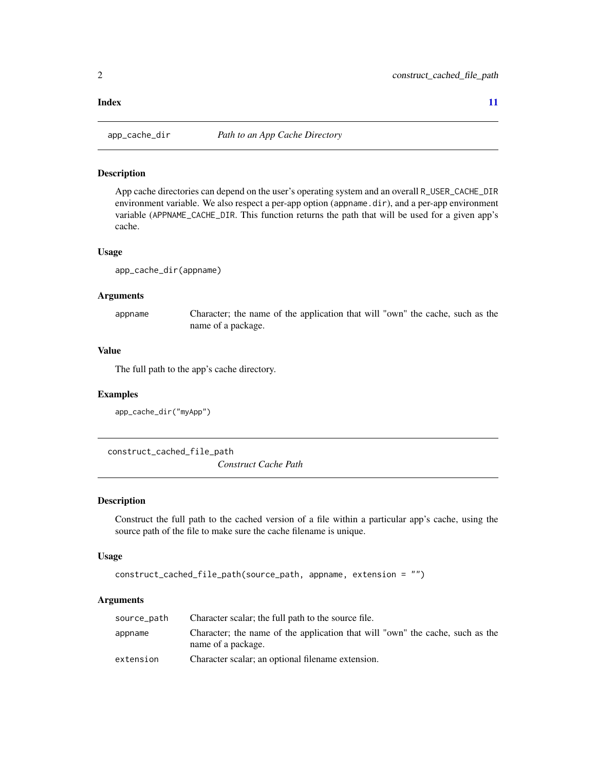**Index** 11

## app_cache_dir — *Path to an App Cache Directory*

### Description

App cache directories can depend on the user's operating system and an overall `R_USER_CACHE_DIR` environment variable. We also respect a per-app option (`appname.dir`), and a per-app environment variable (`APPNAME_CACHE_DIR`. This function returns the path that will be used for a given app's cache.

### Usage

```
app_cache_dir(appname)
```

### Arguments

| | |
|---|---|
| `appname` | Character; the name of the application that will "own" the cache, such as the name of a package. |

### Value

The full path to the app's cache directory.

### Examples

```
app_cache_dir("myApp")
```

## construct_cached_file_path — *Construct Cache Path*

### Description

Construct the full path to the cached version of a file within a particular app's cache, using the source path of the file to make sure the cache filename is unique.

### Usage

```
construct_cached_file_path(source_path, appname, extension = "")
```

### Arguments

| | |
|---|---|
| `source_path` | Character scalar; the full path to the source file. |
| `appname` | Character; the name of the application that will "own" the cache, such as the name of a package. |
| `extension` | Character scalar; an optional filename extension. |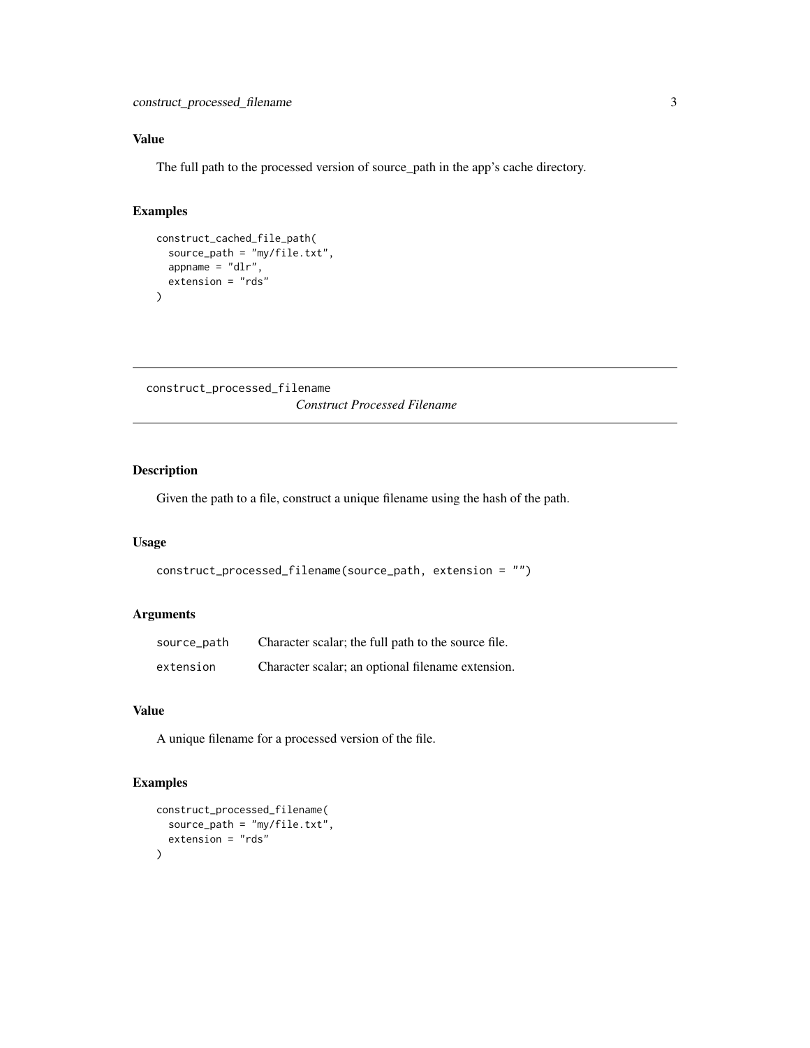### Value

The full path to the processed version of source_path in the app's cache directory.

### Examples

```
construct_cached_file_path(
  source_path = "my/file.txt",
  appname = "dlr",
  extension = "rds"
)
```

---

## construct_processed_filename

*Construct Processed Filename*

---

### Description

Given the path to a file, construct a unique filename using the hash of the path.

### Usage

```
construct_processed_filename(source_path, extension = "")
```

### Arguments

| | |
|---|---|
| `source_path` | Character scalar; the full path to the source file. |
| `extension` | Character scalar; an optional filename extension. |

### Value

A unique filename for a processed version of the file.

### Examples

```
construct_processed_filename(
  source_path = "my/file.txt",
  extension = "rds"
)
```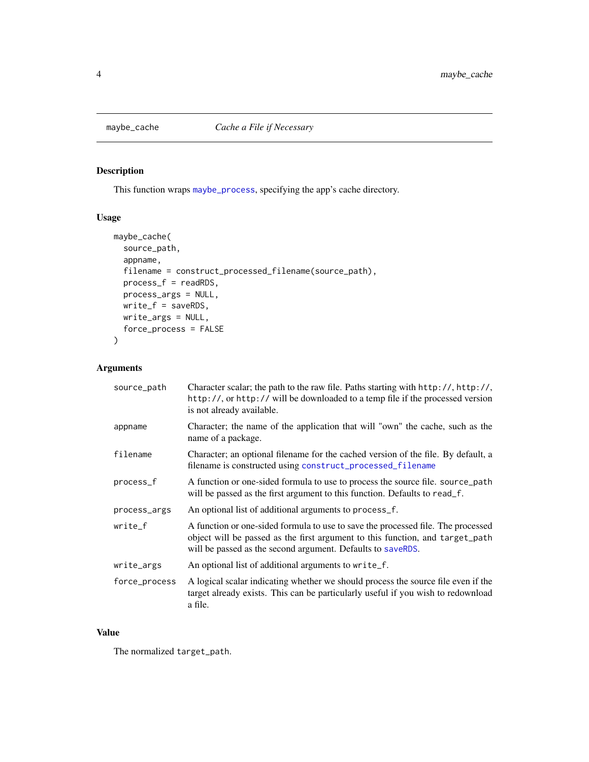## maybe_cache — *Cache a File if Necessary*

### Description

This function wraps maybe_process, specifying the app's cache directory.

### Usage

```
maybe_cache(
  source_path,
  appname,
  filename = construct_processed_filename(source_path),
  process_f = readRDS,
  process_args = NULL,
  write_f = saveRDS,
  write_args = NULL,
  force_process = FALSE
)
```

### Arguments

| Argument | Description |
|---|---|
| `source_path` | Character scalar; the path to the raw file. Paths starting with `http://`, `http://`, `http://`, or `http://` will be downloaded to a temp file if the processed version is not already available. |
| `appname` | Character; the name of the application that will "own" the cache, such as the name of a package. |
| `filename` | Character; an optional filename for the cached version of the file. By default, a filename is constructed using construct_processed_filename |
| `process_f` | A function or one-sided formula to use to process the source file. `source_path` will be passed as the first argument to this function. Defaults to `read_f`. |
| `process_args` | An optional list of additional arguments to `process_f`. |
| `write_f` | A function or one-sided formula to use to save the processed file. The processed object will be passed as the first argument to this function, and `target_path` will be passed as the second argument. Defaults to saveRDS. |
| `write_args` | An optional list of additional arguments to `write_f`. |
| `force_process` | A logical scalar indicating whether we should process the source file even if the target already exists. This can be particularly useful if you wish to redownload a file. |

### Value

The normalized `target_path`.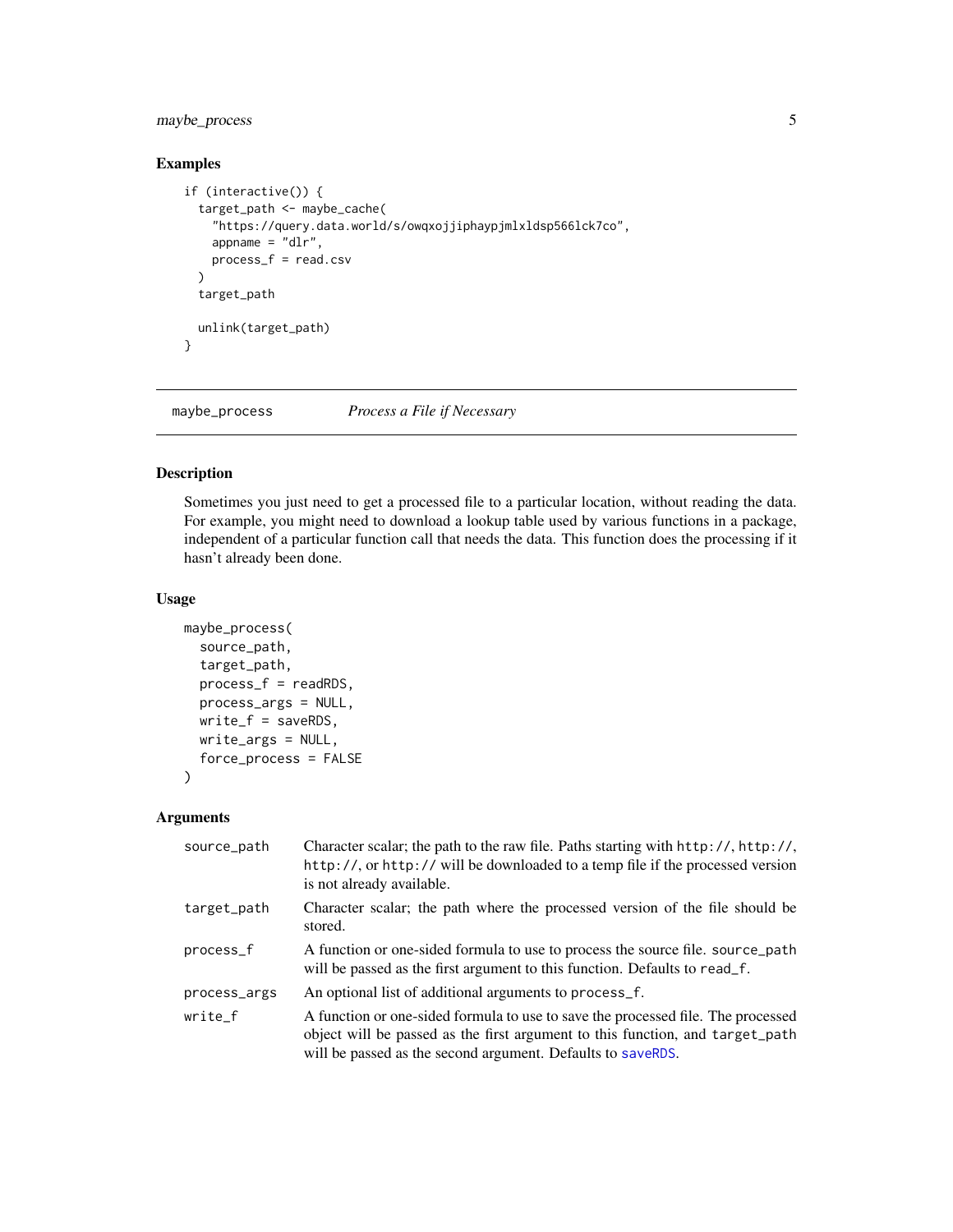## Examples

```
if (interactive()) {
  target_path <- maybe_cache(
    "https://query.data.world/s/owqxojjiphaypjmlxldsp566lck7co",
    appname = "dlr",
    process_f = read.csv
  )
  target_path

  unlink(target_path)
}
```

---

`maybe_process` *Process a File if Necessary*

---

### Description

Sometimes you just need to get a processed file to a particular location, without reading the data. For example, you might need to download a lookup table used by various functions in a package, independent of a particular function call that needs the data. This function does the processing if it hasn't already been done.

### Usage

```
maybe_process(
  source_path,
  target_path,
  process_f = readRDS,
  process_args = NULL,
  write_f = saveRDS,
  write_args = NULL,
  force_process = FALSE
)
```

### Arguments

| | |
|---|---|
| `source_path` | Character scalar; the path to the raw file. Paths starting with `http://`, `http://`, `http://`, or `http://` will be downloaded to a temp file if the processed version is not already available. |
| `target_path` | Character scalar; the path where the processed version of the file should be stored. |
| `process_f` | A function or one-sided formula to use to process the source file. `source_path` will be passed as the first argument to this function. Defaults to `read_f`. |
| `process_args` | An optional list of additional arguments to `process_f`. |
| `write_f` | A function or one-sided formula to use to save the processed file. The processed object will be passed as the first argument to this function, and `target_path` will be passed as the second argument. Defaults to `saveRDS`. |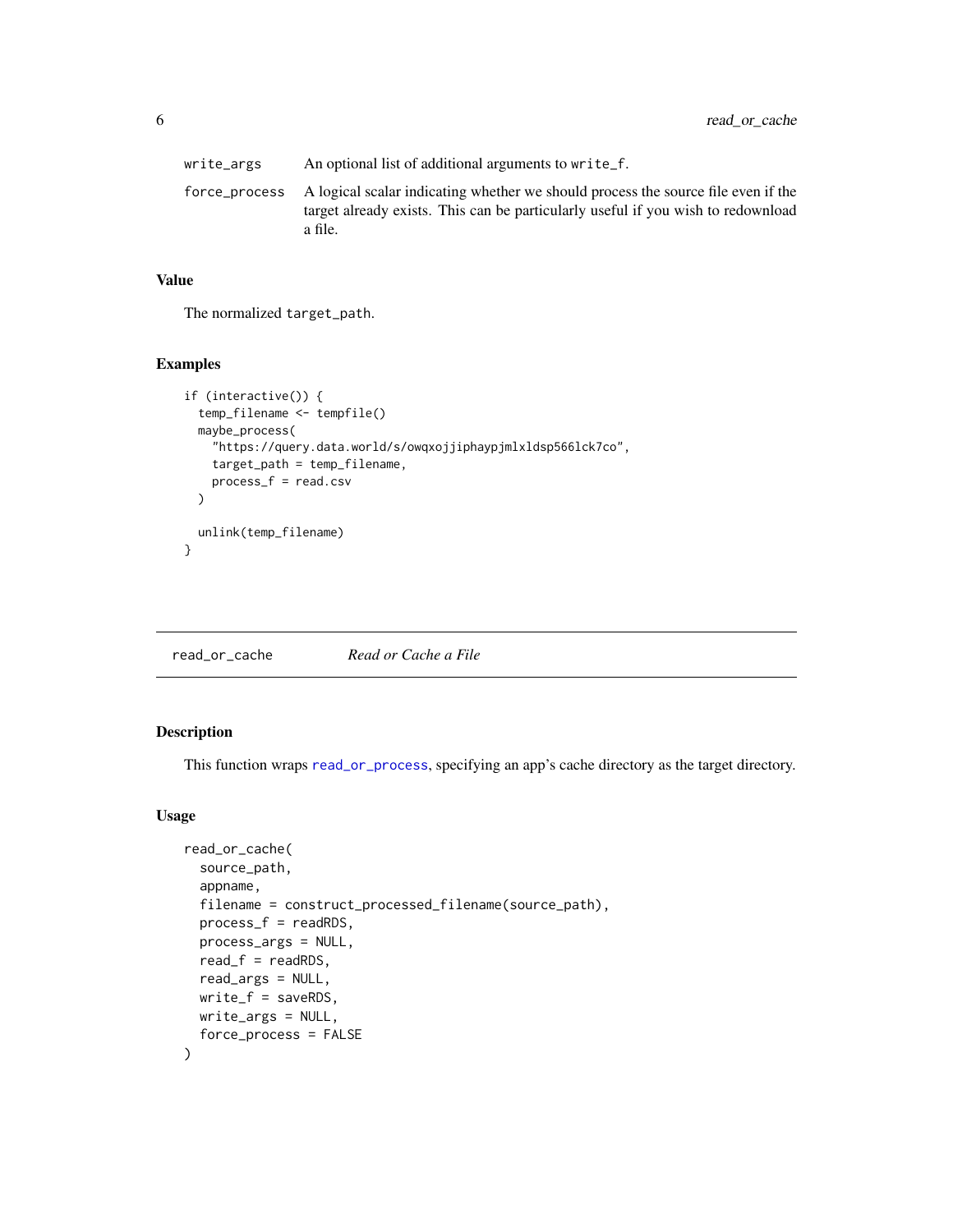| | |
|---|---|
| write_args | An optional list of additional arguments to write_f. |
| force_process | A logical scalar indicating whether we should process the source file even if the target already exists. This can be particularly useful if you wish to redownload a file. |

### Value

The normalized target_path.

### Examples

```
if (interactive()) {
  temp_filename <- tempfile()
  maybe_process(
    "https://query.data.world/s/owqxojjiphaypjmlxldsp566lck7co",
    target_path = temp_filename,
    process_f = read.csv
  )

  unlink(temp_filename)
}
```

---

## read_or_cache    *Read or Cache a File*

### Description

This function wraps read_or_process, specifying an app's cache directory as the target directory.

### Usage

```
read_or_cache(
  source_path,
  appname,
  filename = construct_processed_filename(source_path),
  process_f = readRDS,
  process_args = NULL,
  read_f = readRDS,
  read_args = NULL,
  write_f = saveRDS,
  write_args = NULL,
  force_process = FALSE
)
```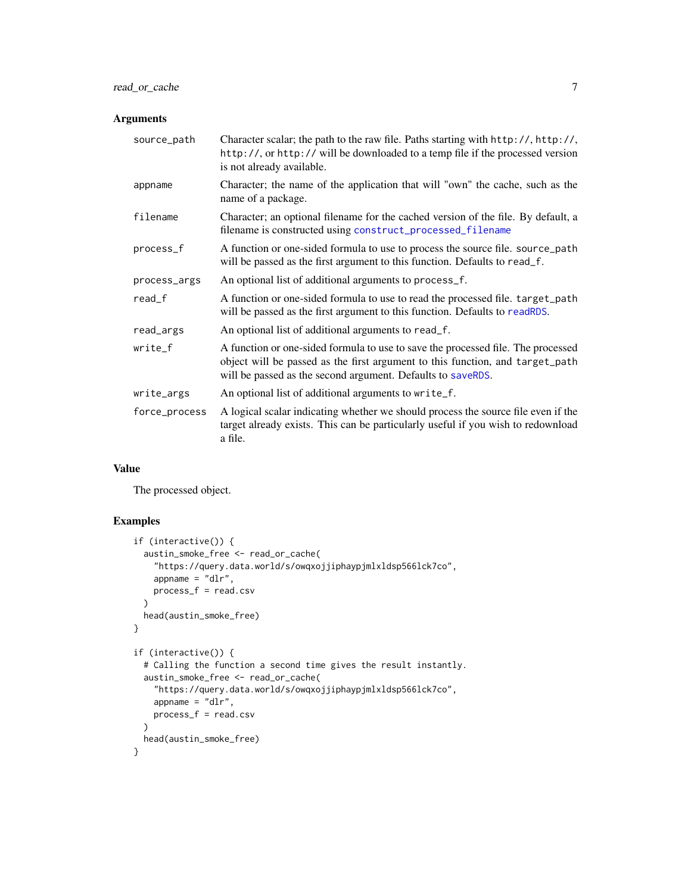### Arguments

| | |
|---|---|
| `source_path` | Character scalar; the path to the raw file. Paths starting with `http://`, `http://`, `http://`, or `http://` will be downloaded to a temp file if the processed version is not already available. |
| `appname` | Character; the name of the application that will "own" the cache, such as the name of a package. |
| `filename` | Character; an optional filename for the cached version of the file. By default, a filename is constructed using `construct_processed_filename` |
| `process_f` | A function or one-sided formula to use to process the source file. `source_path` will be passed as the first argument to this function. Defaults to `read_f`. |
| `process_args` | An optional list of additional arguments to `process_f`. |
| `read_f` | A function or one-sided formula to use to read the processed file. `target_path` will be passed as the first argument to this function. Defaults to `readRDS`. |
| `read_args` | An optional list of additional arguments to `read_f`. |
| `write_f` | A function or one-sided formula to use to save the processed file. The processed object will be passed as the first argument to this function, and `target_path` will be passed as the second argument. Defaults to `saveRDS`. |
| `write_args` | An optional list of additional arguments to `write_f`. |
| `force_process` | A logical scalar indicating whether we should process the source file even if the target already exists. This can be particularly useful if you wish to redownload a file. |

### Value

The processed object.

### Examples

```
if (interactive()) {
  austin_smoke_free <- read_or_cache(
    "https://query.data.world/s/owqxojjiphaypjmlxldsp566lck7co",
    appname = "dlr",
    process_f = read.csv
  )
  head(austin_smoke_free)
}

if (interactive()) {
  # Calling the function a second time gives the result instantly.
  austin_smoke_free <- read_or_cache(
    "https://query.data.world/s/owqxojjiphaypjmlxldsp566lck7co",
    appname = "dlr",
    process_f = read.csv
  )
  head(austin_smoke_free)
}
```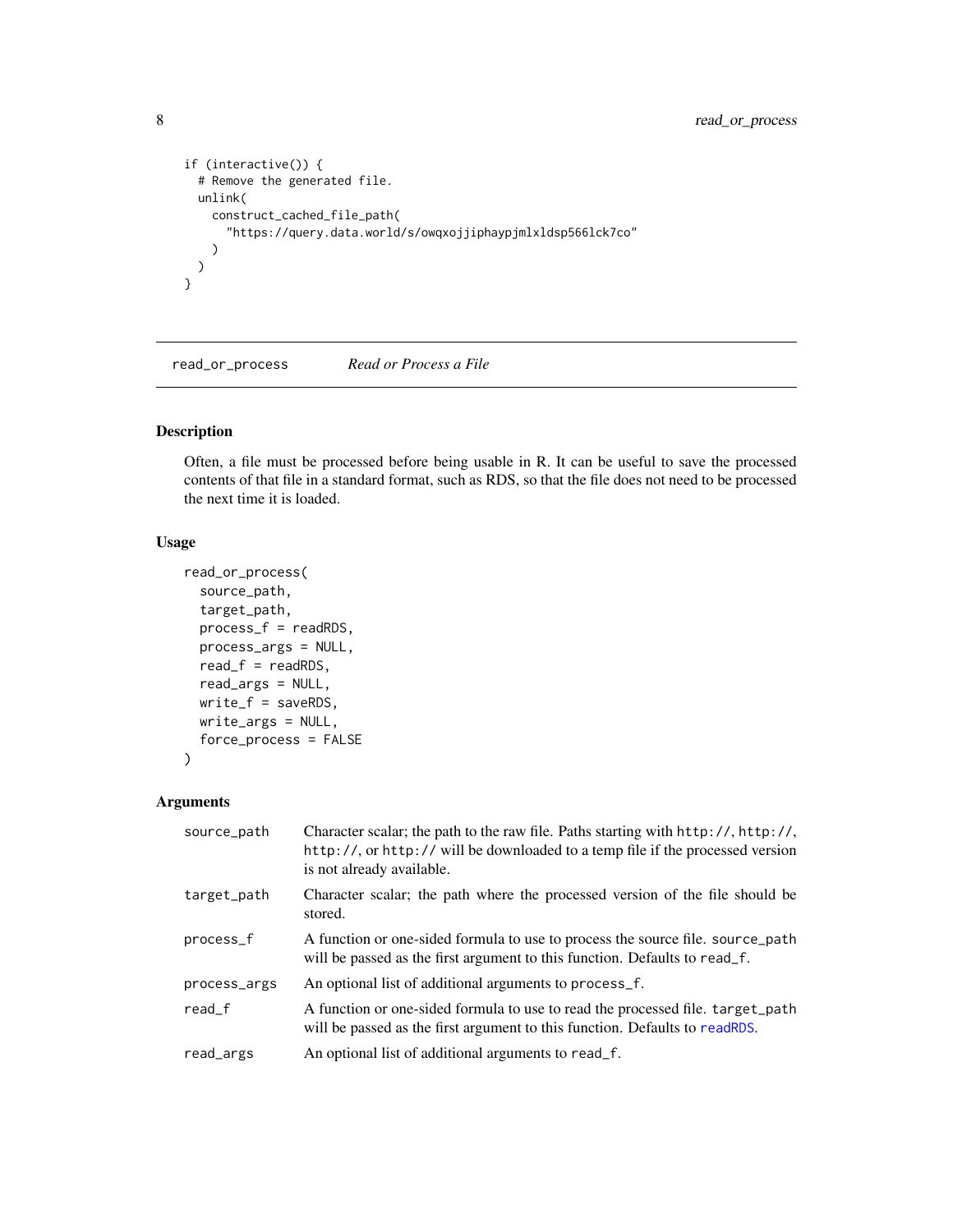```
if (interactive()) {
  # Remove the generated file.
  unlink(
    construct_cached_file_path(
      "https://query.data.world/s/owqxojjiphaypjmlxldsp566lck7co"
    )
  )
}
```

---

`read_or_process` *Read or Process a File*

---

### Description

Often, a file must be processed before being usable in R. It can be useful to save the processed contents of that file in a standard format, such as RDS, so that the file does not need to be processed the next time it is loaded.

### Usage

```
read_or_process(
  source_path,
  target_path,
  process_f = readRDS,
  process_args = NULL,
  read_f = readRDS,
  read_args = NULL,
  write_f = saveRDS,
  write_args = NULL,
  force_process = FALSE
)
```

### Arguments

| | |
|---|---|
| `source_path` | Character scalar; the path to the raw file. Paths starting with `http://`, `http://`, `http://`, or `http://` will be downloaded to a temp file if the processed version is not already available. |
| `target_path` | Character scalar; the path where the processed version of the file should be stored. |
| `process_f` | A function or one-sided formula to use to process the source file. `source_path` will be passed as the first argument to this function. Defaults to `read_f`. |
| `process_args` | An optional list of additional arguments to `process_f`. |
| `read_f` | A function or one-sided formula to use to read the processed file. `target_path` will be passed as the first argument to this function. Defaults to `readRDS`. |
| `read_args` | An optional list of additional arguments to `read_f`. |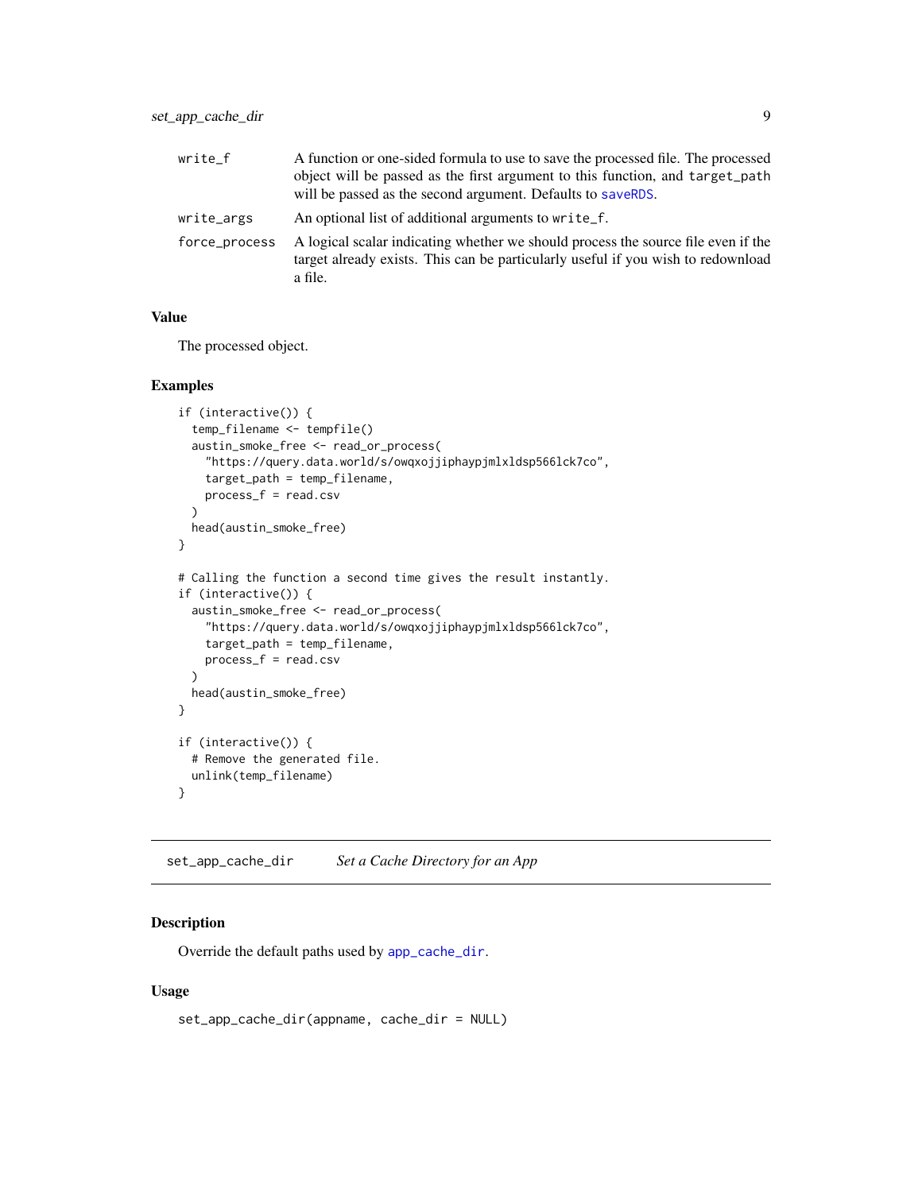| | |
|---|---|
| write_f | A function or one-sided formula to use to save the processed file. The processed object will be passed as the first argument to this function, and target_path will be passed as the second argument. Defaults to saveRDS. |
| write_args | An optional list of additional arguments to write_f. |
| force_process | A logical scalar indicating whether we should process the source file even if the target already exists. This can be particularly useful if you wish to redownload a file. |

### Value

The processed object.

### Examples

```
if (interactive()) {
  temp_filename <- tempfile()
  austin_smoke_free <- read_or_process(
    "https://query.data.world/s/owqxojjiphaypjmlxldsp566lck7co",
    target_path = temp_filename,
    process_f = read.csv
  )
  head(austin_smoke_free)
}

# Calling the function a second time gives the result instantly.
if (interactive()) {
  austin_smoke_free <- read_or_process(
    "https://query.data.world/s/owqxojjiphaypjmlxldsp566lck7co",
    target_path = temp_filename,
    process_f = read.csv
  )
  head(austin_smoke_free)
}

if (interactive()) {
  # Remove the generated file.
  unlink(temp_filename)
}
```

## set_app_cache_dir — *Set a Cache Directory for an App*

### Description

Override the default paths used by app_cache_dir.

### Usage

```
set_app_cache_dir(appname, cache_dir = NULL)
```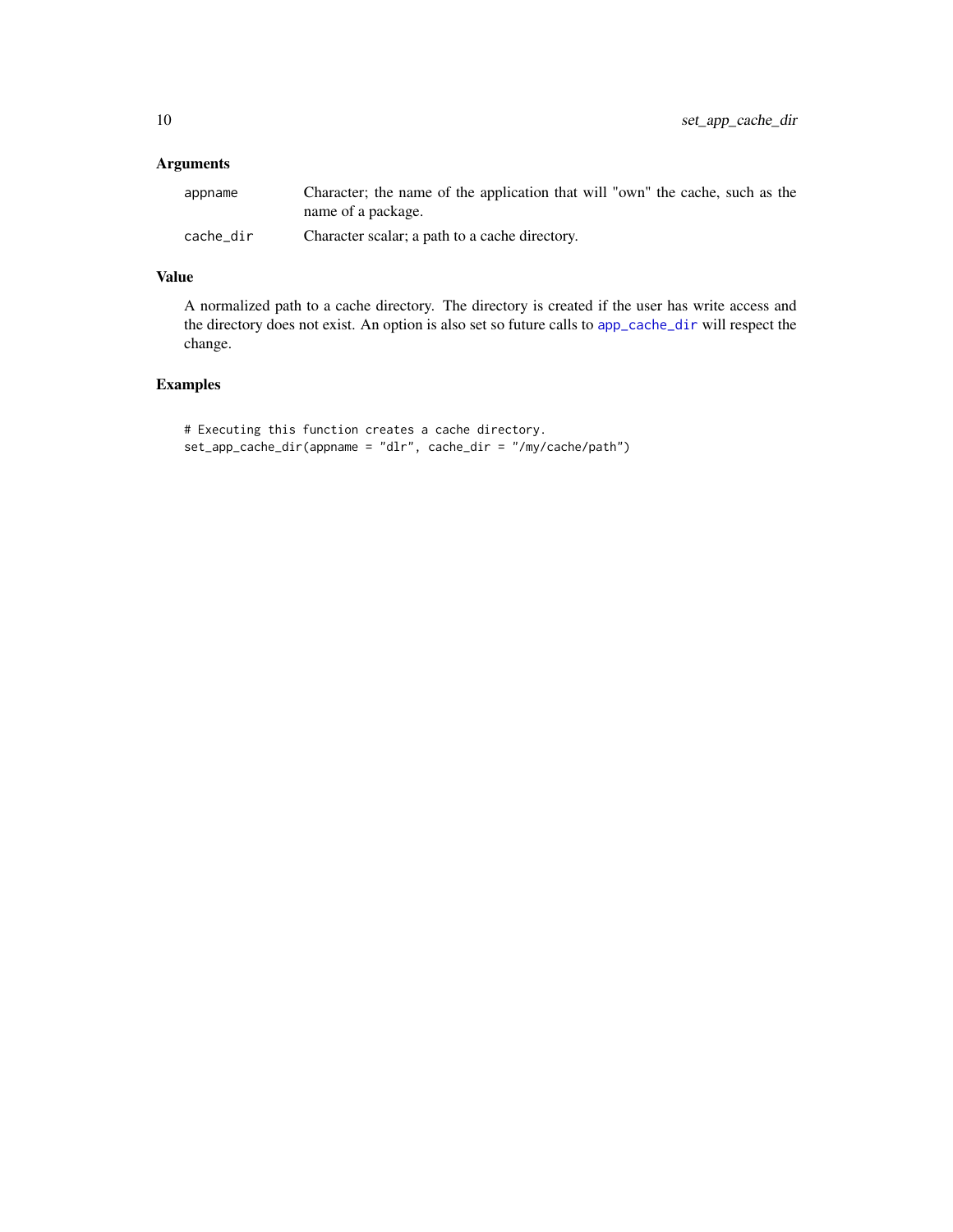## Arguments

| | |
|---|---|
| appname | Character; the name of the application that will "own" the cache, such as the name of a package. |
| cache_dir | Character scalar; a path to a cache directory. |

## Value

A normalized path to a cache directory. The directory is created if the user has write access and the directory does not exist. An option is also set so future calls to app_cache_dir will respect the change.

## Examples

```
# Executing this function creates a cache directory.
set_app_cache_dir(appname = "dlr", cache_dir = "/my/cache/path")
```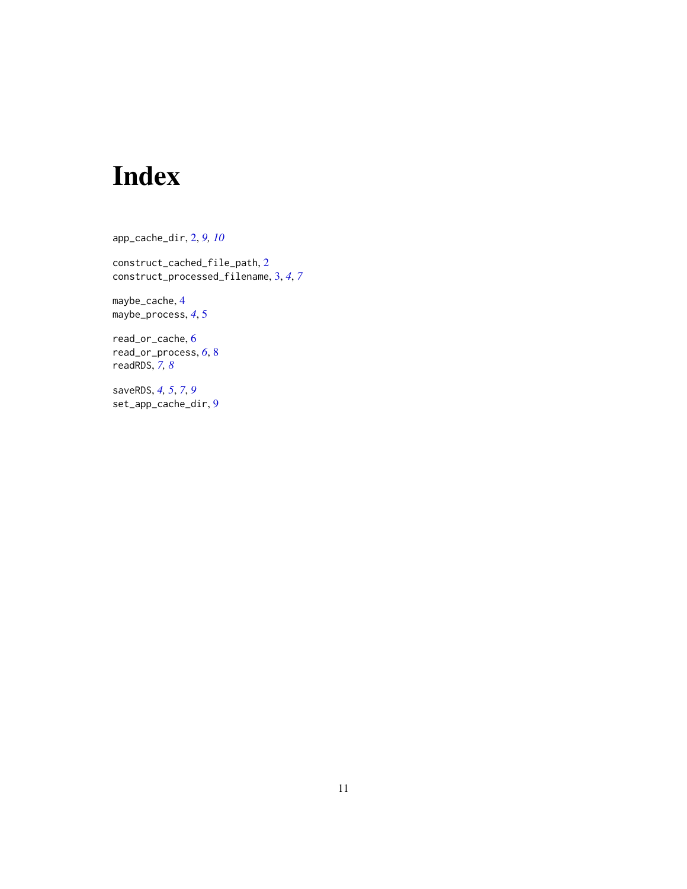# Index

app_cache_dir, 2, *9, 10*

construct_cached_file_path, 2
construct_processed_filename, 3, *4*, *7*

maybe_cache, 4
maybe_process, *4*, 5

read_or_cache, 6
read_or_process, *6*, 8
readRDS, *7, 8*

saveRDS, *4, 5*, *7*, *9*
set_app_cache_dir, 9